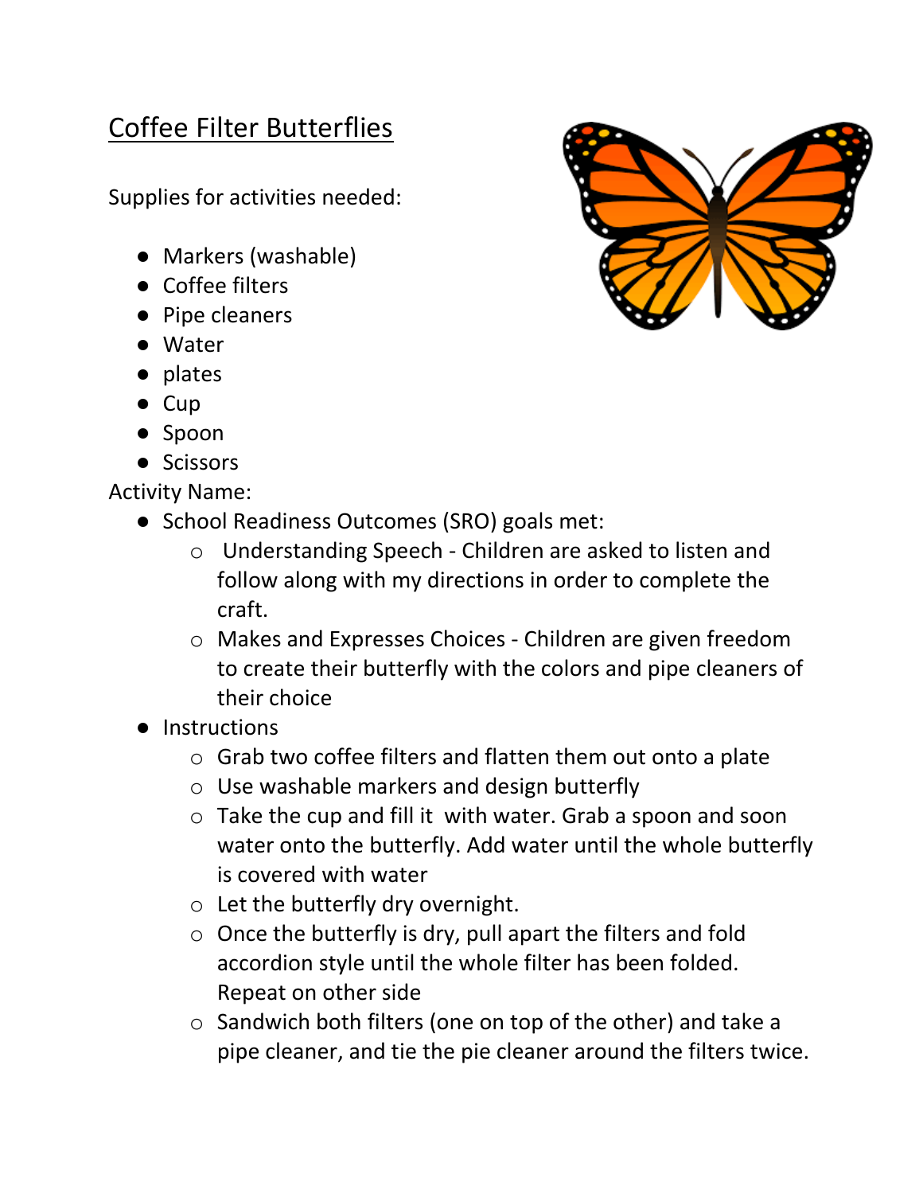# Coffee Filter Butterflies

Supplies for activities needed:

- Markers (washable)
- Coffee filters
- Pipe cleaners
- Water
- plates
- Cup
- Spoon
- Scissors

Activity Name:

- School Readiness Outcomes (SRO) goals met:
    - Understanding Speech - Children are asked to listen and follow along with my directions in order to complete the craft.
    - Makes and Expresses Choices - Children are given freedom to create their butterfly with the colors and pipe cleaners of their choice
- Instructions
    - Grab two coffee filters and flatten them out onto a plate
    - Use washable markers and design butterfly
    - Take the cup and fill it with water. Grab a spoon and soon water onto the butterfly. Add water until the whole butterfly is covered with water
    - Let the butterfly dry overnight.
    - Once the butterfly is dry, pull apart the filters and fold accordion style until the whole filter has been folded. Repeat on other side
    - Sandwich both filters (one on top of the other) and take a pipe cleaner, and tie the pie cleaner around the filters twice.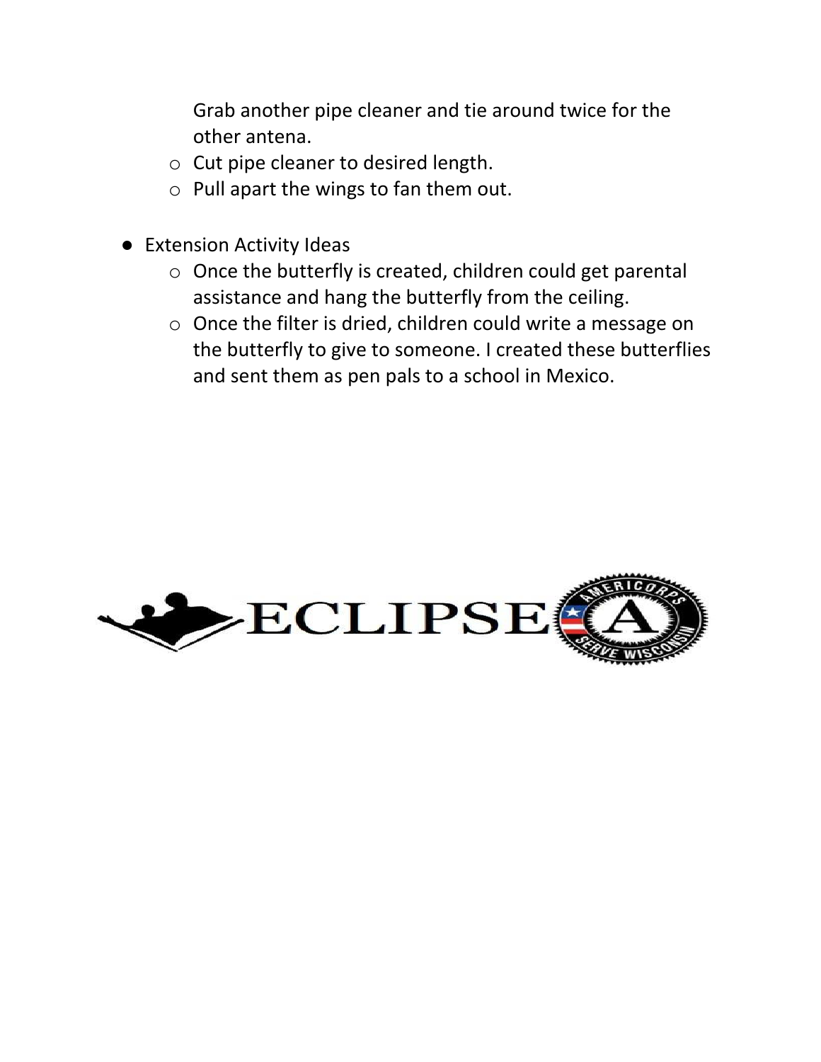Grab another pipe cleaner and tie around twice for the other antena.
  - Cut pipe cleaner to desired length.
  - Pull apart the wings to fan them out.

- Extension Activity Ideas
  - Once the butterfly is created, children could get parental assistance and hang the butterfly from the ceiling.
  - Once the filter is dried, children could write a message on the butterfly to give to someone. I created these butterflies and sent them as pen pals to a school in Mexico.

ECLIPSE

AMERICORPS SERVE WISCONSIN